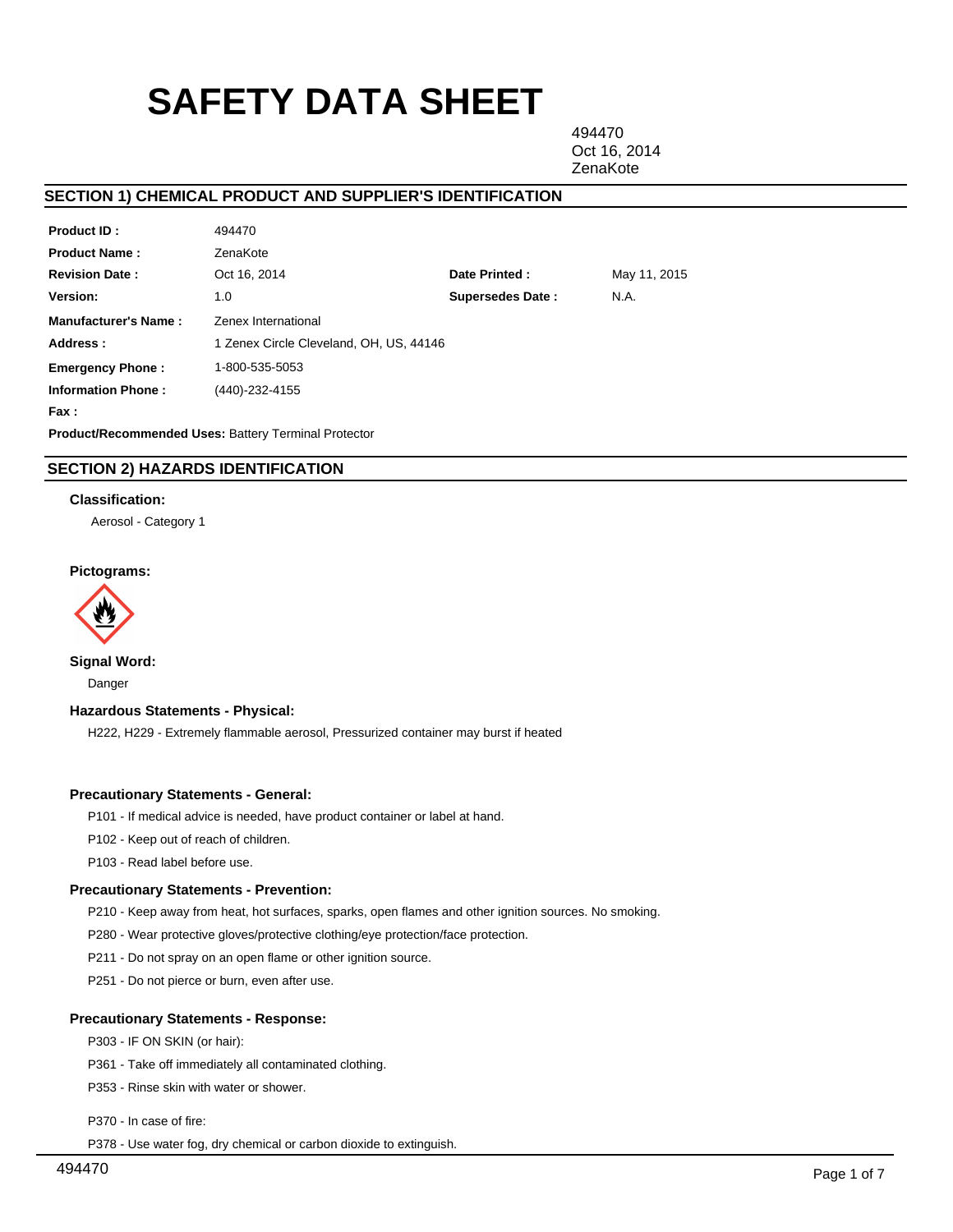# SAFETY DATA SHEET

494470
Oct 16, 2014
ZenaKote

## SECTION 1) CHEMICAL PRODUCT AND SUPPLIER'S IDENTIFICATION

| | | | |
|---|---|---|---|
| **Product ID :** | 494470 | | |
| **Product Name :** | ZenaKote | | |
| **Revision Date :** | Oct 16, 2014 | **Date Printed :** | May 11, 2015 |
| **Version:** | 1.0 | **Supersedes Date :** | N.A. |
| **Manufacturer's Name :** | Zenex International | | |
| **Address :** | 1 Zenex Circle Cleveland, OH, US, 44146 | | |
| **Emergency Phone :** | 1-800-535-5053 | | |
| **Information Phone :** | (440)-232-4155 | | |
| **Fax :** | | | |

**Product/Recommended Uses:** Battery Terminal Protector

## SECTION 2) HAZARDS IDENTIFICATION

### Classification:

Aerosol - Category 1

### Pictograms:

### Signal Word:

Danger

### Hazardous Statements - Physical:

H222, H229 - Extremely flammable aerosol, Pressurized container may burst if heated

### Precautionary Statements - General:

P101 - If medical advice is needed, have product container or label at hand.

P102 - Keep out of reach of children.

P103 - Read label before use.

### Precautionary Statements - Prevention:

P210 - Keep away from heat, hot surfaces, sparks, open flames and other ignition sources. No smoking.

P280 - Wear protective gloves/protective clothing/eye protection/face protection.

P211 - Do not spray on an open flame or other ignition source.

P251 - Do not pierce or burn, even after use.

### Precautionary Statements - Response:

P303 - IF ON SKIN (or hair):

P361 - Take off immediately all contaminated clothing.

P353 - Rinse skin with water or shower.

P370 - In case of fire:

P378 - Use water fog, dry chemical or carbon dioxide to extinguish.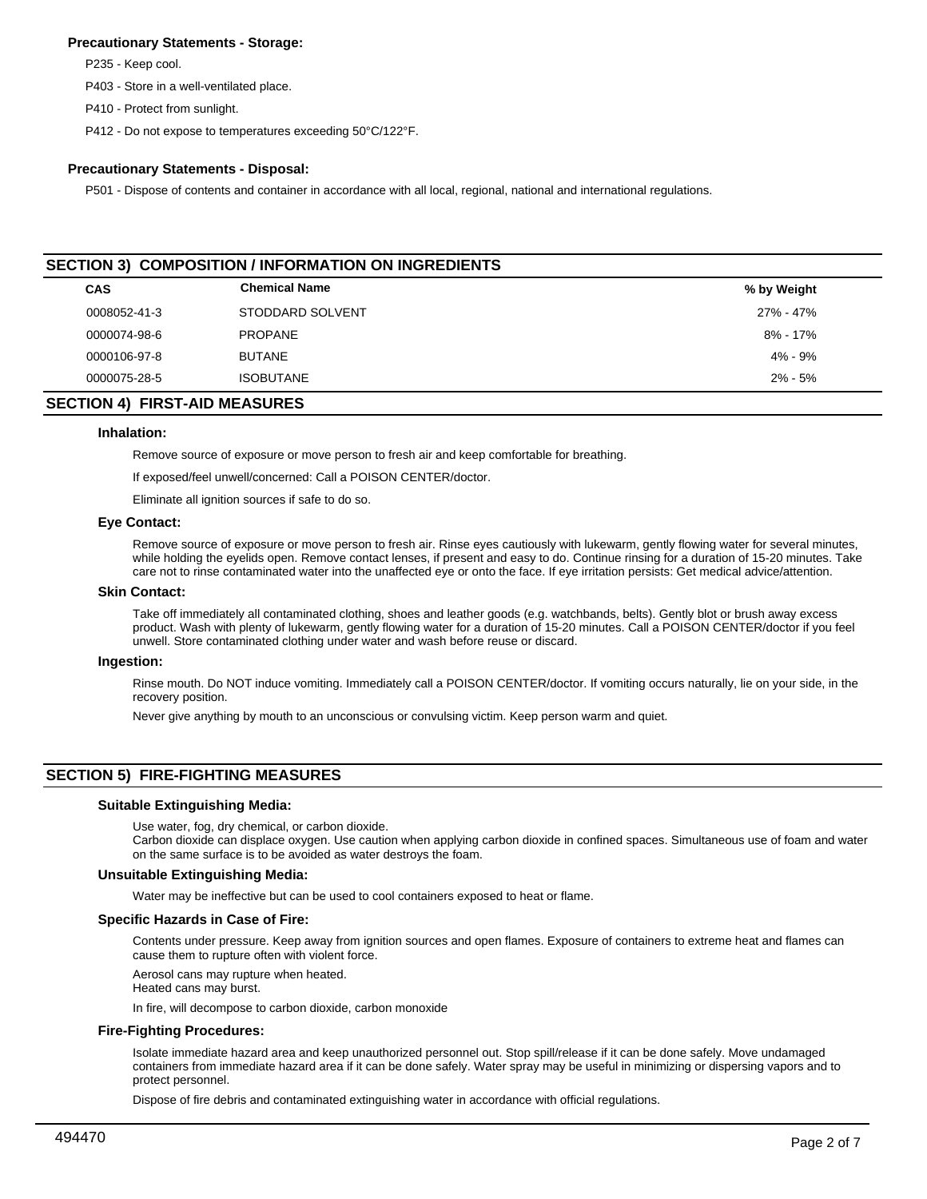### Precautionary Statements - Storage:

P235 - Keep cool.

P403 - Store in a well-ventilated place.

P410 - Protect from sunlight.

P412 - Do not expose to temperatures exceeding 50°C/122°F.

### Precautionary Statements - Disposal:

P501 - Dispose of contents and container in accordance with all local, regional, national and international regulations.

## SECTION 3) COMPOSITION / INFORMATION ON INGREDIENTS

| CAS | Chemical Name | % by Weight |
|---|---|---|
| 0008052-41-3 | STODDARD SOLVENT | 27% - 47% |
| 0000074-98-6 | PROPANE | 8% - 17% |
| 0000106-97-8 | BUTANE | 4% - 9% |
| 0000075-28-5 | ISOBUTANE | 2% - 5% |

## SECTION 4) FIRST-AID MEASURES

### Inhalation:

Remove source of exposure or move person to fresh air and keep comfortable for breathing.

If exposed/feel unwell/concerned: Call a POISON CENTER/doctor.

Eliminate all ignition sources if safe to do so.

### Eye Contact:

Remove source of exposure or move person to fresh air. Rinse eyes cautiously with lukewarm, gently flowing water for several minutes, while holding the eyelids open. Remove contact lenses, if present and easy to do. Continue rinsing for a duration of 15-20 minutes. Take care not to rinse contaminated water into the unaffected eye or onto the face. If eye irritation persists: Get medical advice/attention.

### Skin Contact:

Take off immediately all contaminated clothing, shoes and leather goods (e.g. watchbands, belts). Gently blot or brush away excess product. Wash with plenty of lukewarm, gently flowing water for a duration of 15-20 minutes. Call a POISON CENTER/doctor if you feel unwell. Store contaminated clothing under water and wash before reuse or discard.

### Ingestion:

Rinse mouth. Do NOT induce vomiting. Immediately call a POISON CENTER/doctor. If vomiting occurs naturally, lie on your side, in the recovery position.

Never give anything by mouth to an unconscious or convulsing victim. Keep person warm and quiet.

## SECTION 5) FIRE-FIGHTING MEASURES

### Suitable Extinguishing Media:

Use water, fog, dry chemical, or carbon dioxide.
Carbon dioxide can displace oxygen. Use caution when applying carbon dioxide in confined spaces. Simultaneous use of foam and water on the same surface is to be avoided as water destroys the foam.

### Unsuitable Extinguishing Media:

Water may be ineffective but can be used to cool containers exposed to heat or flame.

### Specific Hazards in Case of Fire:

Contents under pressure. Keep away from ignition sources and open flames. Exposure of containers to extreme heat and flames can cause them to rupture often with violent force.

Aerosol cans may rupture when heated.
Heated cans may burst.

In fire, will decompose to carbon dioxide, carbon monoxide

### Fire-Fighting Procedures:

Isolate immediate hazard area and keep unauthorized personnel out. Stop spill/release if it can be done safely. Move undamaged containers from immediate hazard area if it can be done safely. Water spray may be useful in minimizing or dispersing vapors and to protect personnel.

Dispose of fire debris and contaminated extinguishing water in accordance with official regulations.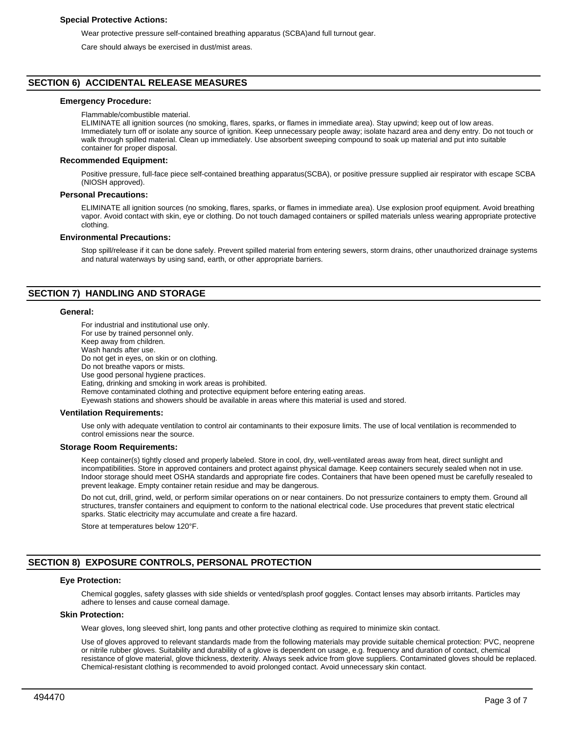### Special Protective Actions:

Wear protective pressure self-contained breathing apparatus (SCBA)and full turnout gear.

Care should always be exercised in dust/mist areas.

## SECTION 6) ACCIDENTAL RELEASE MEASURES

### Emergency Procedure:

Flammable/combustible material.
ELIMINATE all ignition sources (no smoking, flares, sparks, or flames in immediate area). Stay upwind; keep out of low areas. Immediately turn off or isolate any source of ignition. Keep unnecessary people away; isolate hazard area and deny entry. Do not touch or walk through spilled material. Clean up immediately. Use absorbent sweeping compound to soak up material and put into suitable container for proper disposal.

### Recommended Equipment:

Positive pressure, full-face piece self-contained breathing apparatus(SCBA), or positive pressure supplied air respirator with escape SCBA (NIOSH approved).

### Personal Precautions:

ELIMINATE all ignition sources (no smoking, flares, sparks, or flames in immediate area). Use explosion proof equipment. Avoid breathing vapor. Avoid contact with skin, eye or clothing. Do not touch damaged containers or spilled materials unless wearing appropriate protective clothing.

### Environmental Precautions:

Stop spill/release if it can be done safely. Prevent spilled material from entering sewers, storm drains, other unauthorized drainage systems and natural waterways by using sand, earth, or other appropriate barriers.

## SECTION 7) HANDLING AND STORAGE

### General:

For industrial and institutional use only.
For use by trained personnel only.
Keep away from children.
Wash hands after use.
Do not get in eyes, on skin or on clothing.
Do not breathe vapors or mists.
Use good personal hygiene practices.
Eating, drinking and smoking in work areas is prohibited.
Remove contaminated clothing and protective equipment before entering eating areas.
Eyewash stations and showers should be available in areas where this material is used and stored.

### Ventilation Requirements:

Use only with adequate ventilation to control air contaminants to their exposure limits. The use of local ventilation is recommended to control emissions near the source.

### Storage Room Requirements:

Keep container(s) tightly closed and properly labeled. Store in cool, dry, well-ventilated areas away from heat, direct sunlight and incompatibilities. Store in approved containers and protect against physical damage. Keep containers securely sealed when not in use. Indoor storage should meet OSHA standards and appropriate fire codes. Containers that have been opened must be carefully resealed to prevent leakage. Empty container retain residue and may be dangerous.

Do not cut, drill, grind, weld, or perform similar operations on or near containers. Do not pressurize containers to empty them. Ground all structures, transfer containers and equipment to conform to the national electrical code. Use procedures that prevent static electrical sparks. Static electricity may accumulate and create a fire hazard.

Store at temperatures below 120°F.

## SECTION 8) EXPOSURE CONTROLS, PERSONAL PROTECTION

### Eye Protection:

Chemical goggles, safety glasses with side shields or vented/splash proof goggles. Contact lenses may absorb irritants. Particles may adhere to lenses and cause corneal damage.

### Skin Protection:

Wear gloves, long sleeved shirt, long pants and other protective clothing as required to minimize skin contact.

Use of gloves approved to relevant standards made from the following materials may provide suitable chemical protection: PVC, neoprene or nitrile rubber gloves. Suitability and durability of a glove is dependent on usage, e.g. frequency and duration of contact, chemical resistance of glove material, glove thickness, dexterity. Always seek advice from glove suppliers. Contaminated gloves should be replaced. Chemical-resistant clothing is recommended to avoid prolonged contact. Avoid unnecessary skin contact.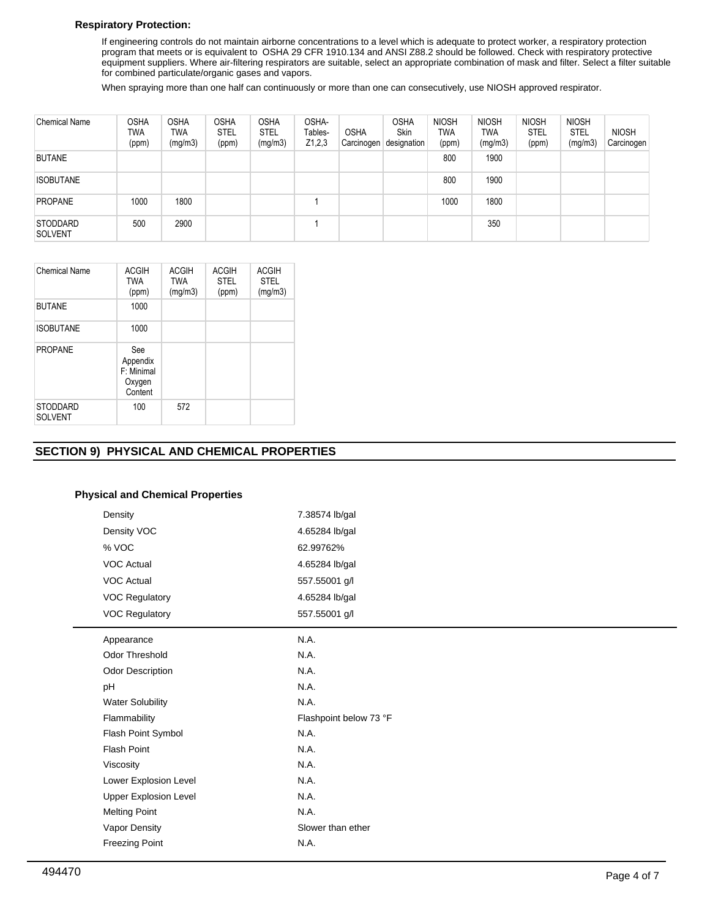**Respiratory Protection:**

If engineering controls do not maintain airborne concentrations to a level which is adequate to protect worker, a respiratory protection program that meets or is equivalent to OSHA 29 CFR 1910.134 and ANSI Z88.2 should be followed. Check with respiratory protective equipment suppliers. Where air-filtering respirators are suitable, select an appropriate combination of mask and filter. Select a filter suitable for combined particulate/organic gases and vapors.

When spraying more than one half can continuously or more than one can consecutively, use NIOSH approved respirator.

| Chemical Name | OSHA TWA (ppm) | OSHA TWA (mg/m3) | OSHA STEL (ppm) | OSHA STEL (mg/m3) | OSHA-Tables-Z1,2,3 | OSHA Carcinogen | OSHA Skin designation | NIOSH TWA (ppm) | NIOSH TWA (mg/m3) | NIOSH STEL (ppm) | NIOSH STEL (mg/m3) | NIOSH Carcinogen |
|---|---|---|---|---|---|---|---|---|---|---|---|---|
| BUTANE | | | | | | | | 800 | 1900 | | | |
| ISOBUTANE | | | | | | | | 800 | 1900 | | | |
| PROPANE | 1000 | 1800 | | | 1 | | | 1000 | 1800 | | | |
| STODDARD SOLVENT | 500 | 2900 | | | 1 | | | | 350 | | | |

| Chemical Name | ACGIH TWA (ppm) | ACGIH TWA (mg/m3) | ACGIH STEL (ppm) | ACGIH STEL (mg/m3) |
|---|---|---|---|---|
| BUTANE | 1000 | | | |
| ISOBUTANE | 1000 | | | |
| PROPANE | See Appendix F: Minimal Oxygen Content | | | |
| STODDARD SOLVENT | 100 | 572 | | |

## SECTION 9) PHYSICAL AND CHEMICAL PROPERTIES

### Physical and Chemical Properties

| | |
|---|---|
| Density | 7.38574 lb/gal |
| Density VOC | 4.65284 lb/gal |
| % VOC | 62.99762% |
| VOC Actual | 4.65284 lb/gal |
| VOC Actual | 557.55001 g/l |
| VOC Regulatory | 4.65284 lb/gal |
| VOC Regulatory | 557.55001 g/l |

| | |
|---|---|
| Appearance | N.A. |
| Odor Threshold | N.A. |
| Odor Description | N.A. |
| pH | N.A. |
| Water Solubility | N.A. |
| Flammability | Flashpoint below 73 °F |
| Flash Point Symbol | N.A. |
| Flash Point | N.A. |
| Viscosity | N.A. |
| Lower Explosion Level | N.A. |
| Upper Explosion Level | N.A. |
| Melting Point | N.A. |
| Vapor Density | Slower than ether |
| Freezing Point | N.A. |

494470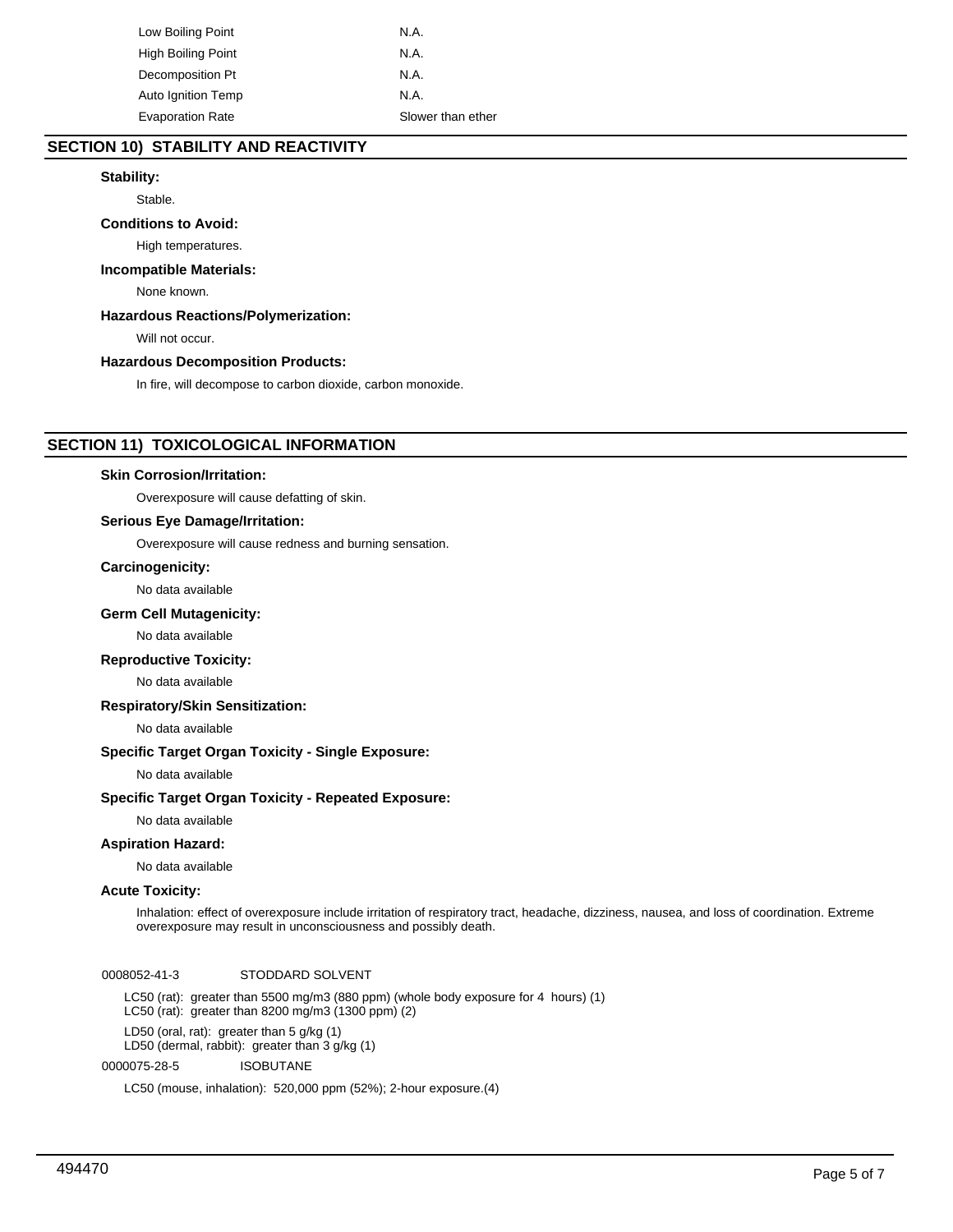| | |
|---|---|
| Low Boiling Point | N.A. |
| High Boiling Point | N.A. |
| Decomposition Pt | N.A. |
| Auto Ignition Temp | N.A. |
| Evaporation Rate | Slower than ether |

## SECTION 10) STABILITY AND REACTIVITY

**Stability:**

Stable.

**Conditions to Avoid:**

High temperatures.

**Incompatible Materials:**

None known.

**Hazardous Reactions/Polymerization:**

Will not occur.

**Hazardous Decomposition Products:**

In fire, will decompose to carbon dioxide, carbon monoxide.

## SECTION 11) TOXICOLOGICAL INFORMATION

**Skin Corrosion/Irritation:**

Overexposure will cause defatting of skin.

**Serious Eye Damage/Irritation:**

Overexposure will cause redness and burning sensation.

**Carcinogenicity:**

No data available

**Germ Cell Mutagenicity:**

No data available

**Reproductive Toxicity:**

No data available

**Respiratory/Skin Sensitization:**

No data available

**Specific Target Organ Toxicity - Single Exposure:**

No data available

**Specific Target Organ Toxicity - Repeated Exposure:**

No data available

**Aspiration Hazard:**

No data available

**Acute Toxicity:**

Inhalation: effect of overexposure include irritation of respiratory tract, headache, dizziness, nausea, and loss of coordination. Extreme overexposure may result in unconsciousness and possibly death.

0008052-41-3 STODDARD SOLVENT

LC50 (rat): greater than 5500 mg/m3 (880 ppm) (whole body exposure for 4 hours) (1)
LC50 (rat): greater than 8200 mg/m3 (1300 ppm) (2)

LD50 (oral, rat): greater than 5 g/kg (1)
LD50 (dermal, rabbit): greater than 3 g/kg (1)

0000075-28-5 ISOBUTANE

LC50 (mouse, inhalation): 520,000 ppm (52%); 2-hour exposure.(4)

494470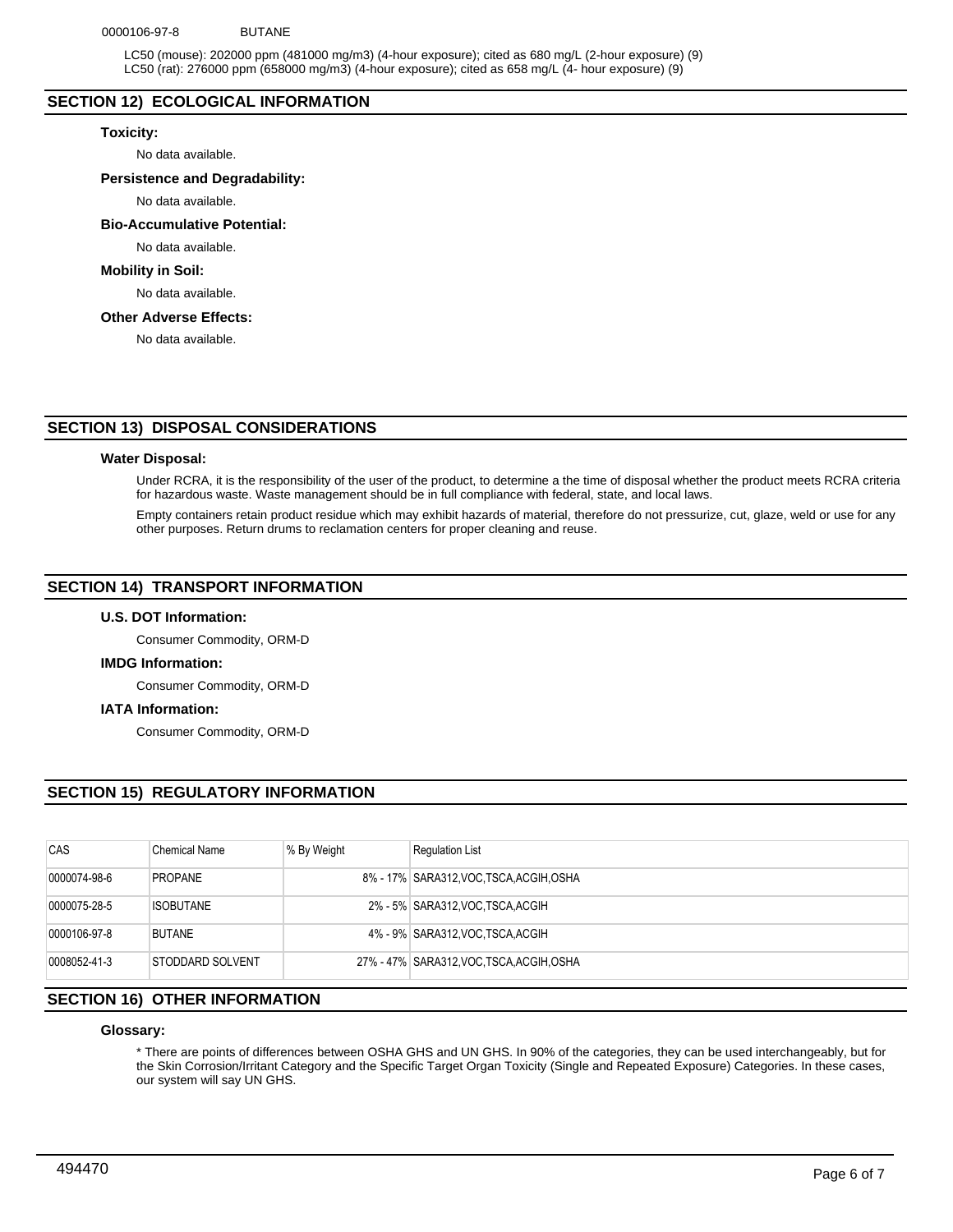0000106-97-8 BUTANE

LC50 (mouse): 202000 ppm (481000 mg/m3) (4-hour exposure); cited as 680 mg/L (2-hour exposure) (9)
LC50 (rat): 276000 ppm (658000 mg/m3) (4-hour exposure); cited as 658 mg/L (4- hour exposure) (9)

## SECTION 12) ECOLOGICAL INFORMATION

### Toxicity:

No data available.

### Persistence and Degradability:

No data available.

### Bio-Accumulative Potential:

No data available.

### Mobility in Soil:

No data available.

### Other Adverse Effects:

No data available.

## SECTION 13) DISPOSAL CONSIDERATIONS

### Water Disposal:

Under RCRA, it is the responsibility of the user of the product, to determine a the time of disposal whether the product meets RCRA criteria for hazardous waste. Waste management should be in full compliance with federal, state, and local laws.

Empty containers retain product residue which may exhibit hazards of material, therefore do not pressurize, cut, glaze, weld or use for any other purposes. Return drums to reclamation centers for proper cleaning and reuse.

## SECTION 14) TRANSPORT INFORMATION

### U.S. DOT Information:

Consumer Commodity, ORM-D

### IMDG Information:

Consumer Commodity, ORM-D

### IATA Information:

Consumer Commodity, ORM-D

## SECTION 15) REGULATORY INFORMATION

| CAS | Chemical Name | % By Weight | Regulation List |
|---|---|---|---|
| 0000074-98-6 | PROPANE | 8% - 17% | SARA312,VOC,TSCA,ACGIH,OSHA |
| 0000075-28-5 | ISOBUTANE | 2% - 5% | SARA312,VOC,TSCA,ACGIH |
| 0000106-97-8 | BUTANE | 4% - 9% | SARA312,VOC,TSCA,ACGIH |
| 0008052-41-3 | STODDARD SOLVENT | 27% - 47% | SARA312,VOC,TSCA,ACGIH,OSHA |

## SECTION 16) OTHER INFORMATION

### Glossary:

* There are points of differences between OSHA GHS and UN GHS. In 90% of the categories, they can be used interchangeably, but for the Skin Corrosion/Irritant Category and the Specific Target Organ Toxicity (Single and Repeated Exposure) Categories. In these cases, our system will say UN GHS.

494470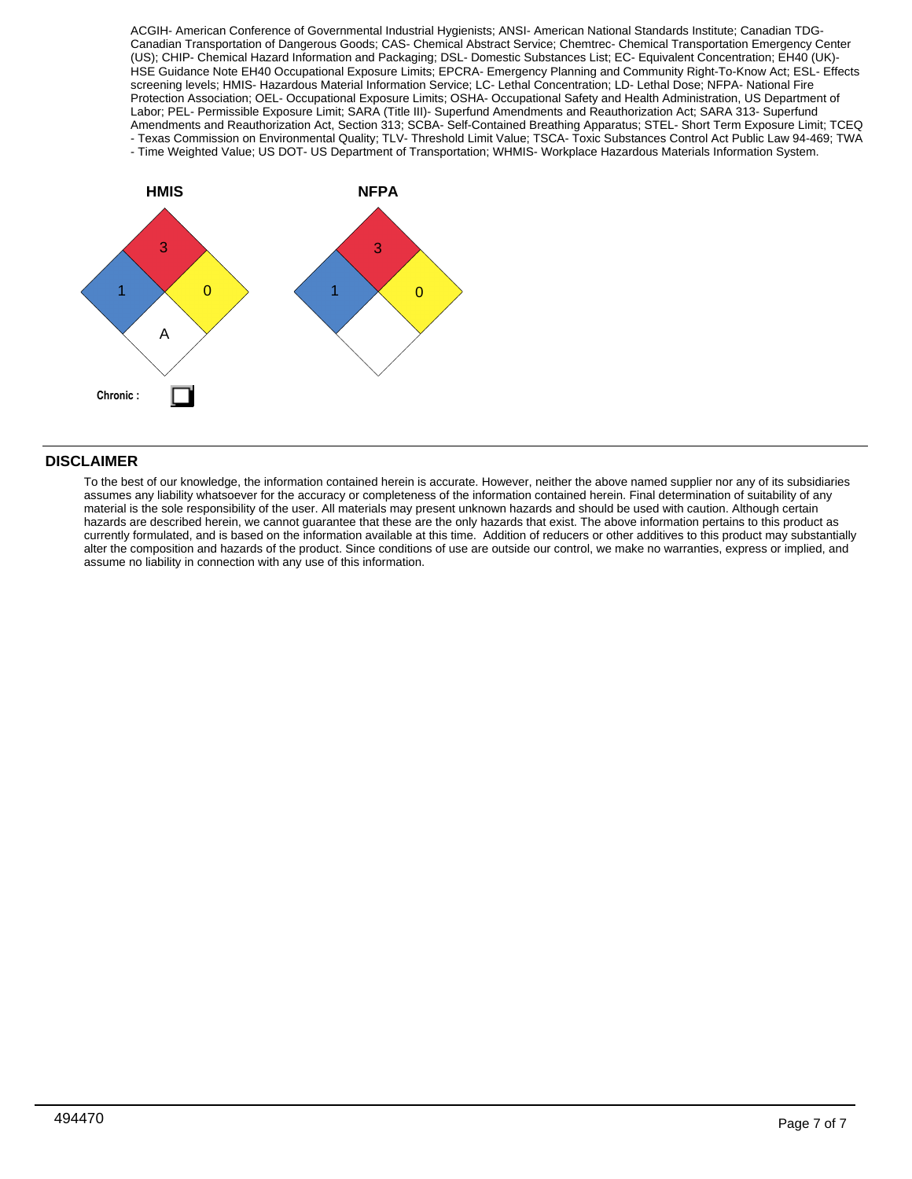ACGIH- American Conference of Governmental Industrial Hygienists; ANSI- American National Standards Institute; Canadian TDG- Canadian Transportation of Dangerous Goods; CAS- Chemical Abstract Service; Chemtrec- Chemical Transportation Emergency Center (US); CHIP- Chemical Hazard Information and Packaging; DSL- Domestic Substances List; EC- Equivalent Concentration; EH40 (UK)- HSE Guidance Note EH40 Occupational Exposure Limits; EPCRA- Emergency Planning and Community Right-To-Know Act; ESL- Effects screening levels; HMIS- Hazardous Material Information Service; LC- Lethal Concentration; LD- Lethal Dose; NFPA- National Fire Protection Association; OEL- Occupational Exposure Limits; OSHA- Occupational Safety and Health Administration, US Department of Labor; PEL- Permissible Exposure Limit; SARA (Title III)- Superfund Amendments and Reauthorization Act; SARA 313- Superfund Amendments and Reauthorization Act, Section 313; SCBA- Self-Contained Breathing Apparatus; STEL- Short Term Exposure Limit; TCEQ - Texas Commission on Environmental Quality; TLV- Threshold Limit Value; TSCA- Toxic Substances Control Act Public Law 94-469; TWA - Time Weighted Value; US DOT- US Department of Transportation; WHMIS- Workplace Hazardous Materials Information System.

**HMIS**

3

1

0

A

Chronic :

**NFPA**

3

1

0

## DISCLAIMER

To the best of our knowledge, the information contained herein is accurate. However, neither the above named supplier nor any of its subsidiaries assumes any liability whatsoever for the accuracy or completeness of the information contained herein. Final determination of suitability of any material is the sole responsibility of the user. All materials may present unknown hazards and should be used with caution. Although certain hazards are described herein, we cannot guarantee that these are the only hazards that exist. The above information pertains to this product as currently formulated, and is based on the information available at this time. Addition of reducers or other additives to this product may substantially alter the composition and hazards of the product. Since conditions of use are outside our control, we make no warranties, express or implied, and assume no liability in connection with any use of this information.

494470